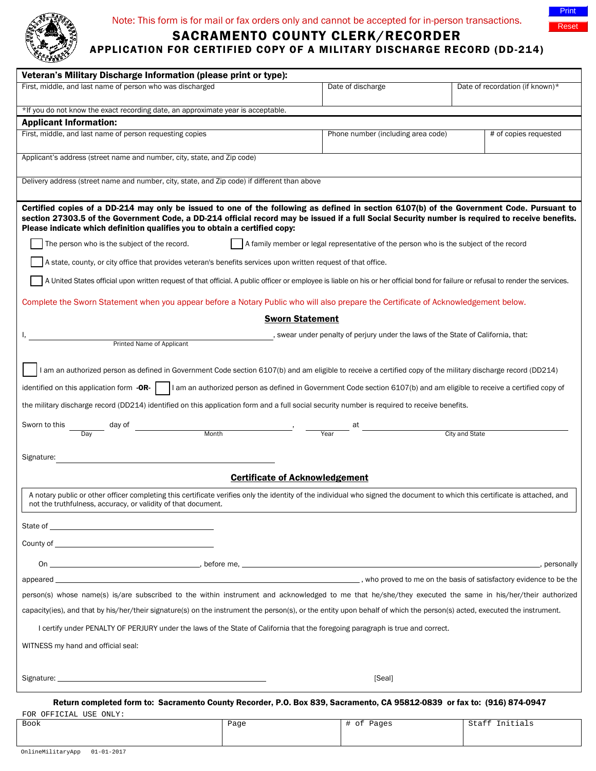Note: This form is for mail or fax orders only and cannot be accepted for in-person transactions.

# SACRAMENTO COUNTY CLERK/RECORDER

## APPLICATION FOR CERTIFIED COPY OF A MILITARY DISCHARGE RECORD (DD-214)

**Veteran's Military Discharge Information (please print or type):**

| First, middle, and last name of person who was discharged | Date of discharge | Date of recordation (if known)* |
|---|---|---|
| | | |

*If you do not know the exact recording date, an approximate year is acceptable.

**Applicant Information:**

| First, middle, and last name of person requesting copies | Phone number (including area code) | # of copies requested |
|---|---|---|
| | | |

Applicant's address (street name and number, city, state, and Zip code)

Delivery address (street name and number, city, state, and Zip code) if different than above

**Certified copies of a DD-214 may only be issued to one of the following as defined in section 6107(b) of the Government Code. Pursuant to section 27303.5 of the Government Code, a DD-214 official record may be issued if a full Social Security number is required to receive benefits. Please indicate which definition qualifies you to obtain a certified copy:**

- ☐ The person who is the subject of the record.
- ☐ A family member or legal representative of the person who is the subject of the record
- ☐ A state, county, or city office that provides veteran's benefits services upon written request of that office.
- ☐ A United States official upon written request of that official. A public officer or employee is liable on his or her official bond for failure or refusal to render the services.

Complete the Sworn Statement when you appear before a Notary Public who will also prepare the Certificate of Acknowledgement below.

### Sworn Statement

I, ______________________ (Printed Name of Applicant), swear under penalty of perjury under the laws of the State of California, that:

☐ I am an authorized person as defined in Government Code section 6107(b) and am eligible to receive a certified copy of the military discharge record (DD214) identified on this application form **-OR-** ☐ I am an authorized person as defined in Government Code section 6107(b) and am eligible to receive a certified copy of the military discharge record (DD214) identified on this application form and a full social security number is required to receive benefits.

Sworn to this ________ (Day) day of ________________ (Month), ________ (Year) at ______________________ (City and State)

Signature: ______________________

### Certificate of Acknowledgement

A notary public or other officer completing this certificate verifies only the identity of the individual who signed the document to which this certificate is attached, and not the truthfulness, accuracy, or validity of that document.

State of ______________________

County of ______________________

On ______________________, before me, ______________________, personally appeared ______________________, who proved to me on the basis of satisfactory evidence to be the person(s) whose name(s) is/are subscribed to the within instrument and acknowledged to me that he/she/they executed the same in his/her/their authorized capacity(ies), and that by his/her/their signature(s) on the instrument the person(s), or the entity upon behalf of which the person(s) acted, executed the instrument.

I certify under PENALTY OF PERJURY under the laws of the State of California that the foregoing paragraph is true and correct.

WITNESS my hand and official seal:

Signature: ______________________ [Seal]

**Return completed form to: Sacramento County Recorder, P.O. Box 839, Sacramento, CA 95812-0839 or fax to: (916) 874-0947**

FOR OFFICIAL USE ONLY:

| Book | Page | # of Pages | Staff Initials |
|---|---|---|---|
| | | | |

OnlineMilitaryApp 01-01-2017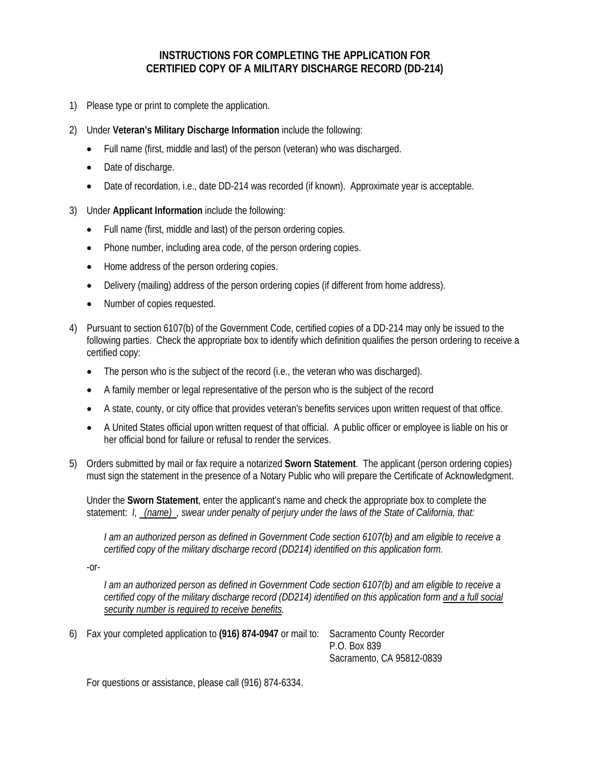# INSTRUCTIONS FOR COMPLETING THE APPLICATION FOR CERTIFIED COPY OF A MILITARY DISCHARGE RECORD (DD-214)

1) Please type or print to complete the application.

2) Under **Veteran's Military Discharge Information** include the following:
   - Full name (first, middle and last) of the person (veteran) who was discharged.
   - Date of discharge.
   - Date of recordation, i.e., date DD-214 was recorded (if known). Approximate year is acceptable.

3) Under **Applicant Information** include the following:
   - Full name (first, middle and last) of the person ordering copies.
   - Phone number, including area code, of the person ordering copies.
   - Home address of the person ordering copies.
   - Delivery (mailing) address of the person ordering copies (if different from home address).
   - Number of copies requested.

4) Pursuant to section 6107(b) of the Government Code, certified copies of a DD-214 may only be issued to the following parties. Check the appropriate box to identify which definition qualifies the person ordering to receive a certified copy:
   - The person who is the subject of the record (i.e., the veteran who was discharged).
   - A family member or legal representative of the person who is the subject of the record
   - A state, county, or city office that provides veteran's benefits services upon written request of that office.
   - A United States official upon written request of that official. A public officer or employee is liable on his or her official bond for failure or refusal to render the services.

5) Orders submitted by mail or fax require a notarized **Sworn Statement**. The applicant (person ordering copies) must sign the statement in the presence of a Notary Public who will prepare the Certificate of Acknowledgment.

   Under the **Sworn Statement**, enter the applicant's name and check the appropriate box to complete the statement: *I, (name) , swear under penalty of perjury under the laws of the State of California, that:*

   *I am an authorized person as defined in Government Code section 6107(b) and am eligible to receive a certified copy of the military discharge record (DD214) identified on this application form.*

   -or-

   *I am an authorized person as defined in Government Code section 6107(b) and am eligible to receive a certified copy of the military discharge record (DD214) identified on this application form <u>and a full social security number is required to receive benefits</u>.*

6) Fax your completed application to **(916) 874-0947** or mail to:

   Sacramento County Recorder
   P.O. Box 839
   Sacramento, CA 95812-0839

   For questions or assistance, please call (916) 874-6334.